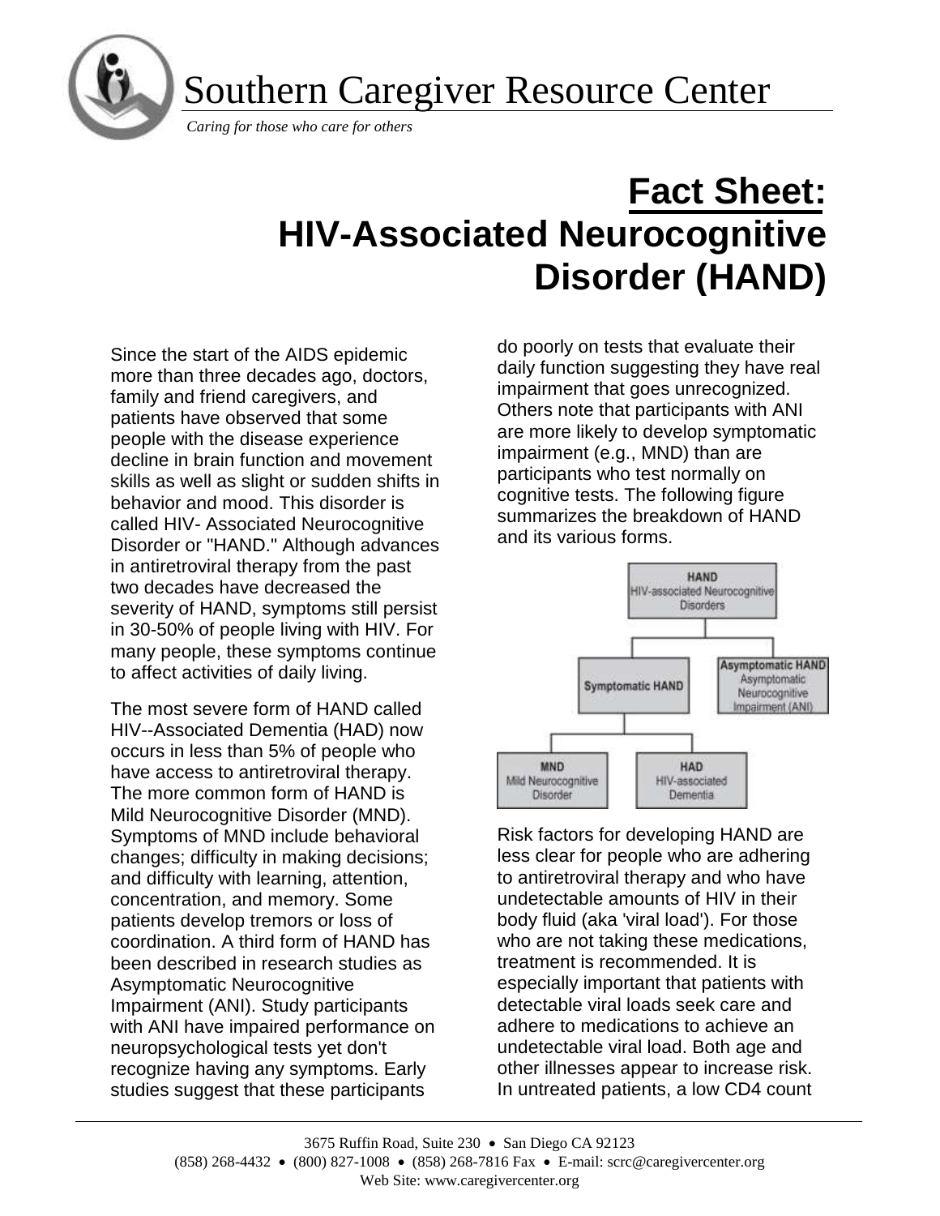# Southern Caregiver Resource Center

*Caring for those who care for others*

# Fact Sheet: HIV-Associated Neurocognitive Disorder (HAND)

Since the start of the AIDS epidemic more than three decades ago, doctors, family and friend caregivers, and patients have observed that some people with the disease experience decline in brain function and movement skills as well as slight or sudden shifts in behavior and mood. This disorder is called HIV- Associated Neurocognitive Disorder or "HAND." Although advances in antiretroviral therapy from the past two decades have decreased the severity of HAND, symptoms still persist in 30-50% of people living with HIV. For many people, these symptoms continue to affect activities of daily living.

The most severe form of HAND called HIV--Associated Dementia (HAD) now occurs in less than 5% of people who have access to antiretroviral therapy. The more common form of HAND is Mild Neurocognitive Disorder (MND). Symptoms of MND include behavioral changes; difficulty in making decisions; and difficulty with learning, attention, concentration, and memory. Some patients develop tremors or loss of coordination. A third form of HAND has been described in research studies as Asymptomatic Neurocognitive Impairment (ANI). Study participants with ANI have impaired performance on neuropsychological tests yet don't recognize having any symptoms. Early studies suggest that these participants do poorly on tests that evaluate their daily function suggesting they have real impairment that goes unrecognized. Others note that participants with ANI are more likely to develop symptomatic impairment (e.g., MND) than are participants who test normally on cognitive tests. The following figure summarizes the breakdown of HAND and its various forms.

- **HAND** – HIV-associated Neurocognitive Disorders
  - **Symptomatic HAND**
    - **MND** – Mild Neurocognitive Disorder
    - **HAD** – HIV-associated Dementia
  - **Asymptomatic HAND** – Asymptomatic Neurocognitive Impairment (ANI)

Risk factors for developing HAND are less clear for people who are adhering to antiretroviral therapy and who have undetectable amounts of HIV in their body fluid (aka 'viral load'). For those who are not taking these medications, treatment is recommended. It is especially important that patients with detectable viral loads seek care and adhere to medications to achieve an undetectable viral load. Both age and other illnesses appear to increase risk. In untreated patients, a low CD4 count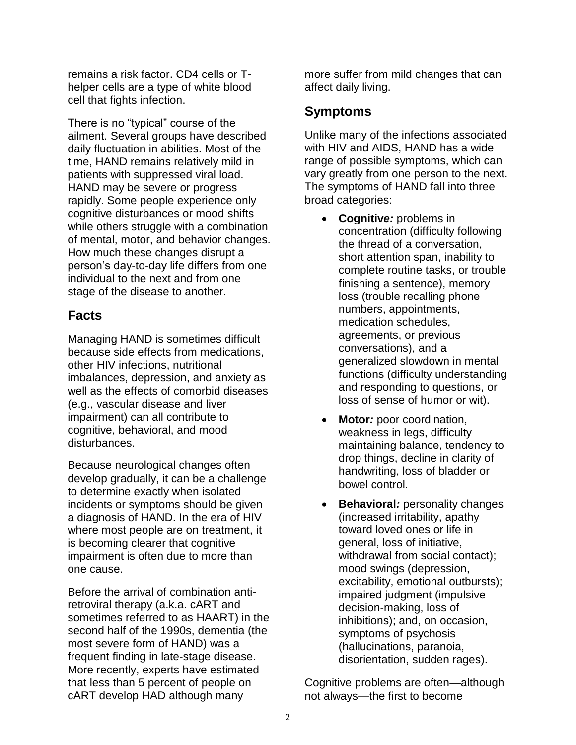remains a risk factor. CD4 cells or T-helper cells are a type of white blood cell that fights infection.

There is no "typical" course of the ailment. Several groups have described daily fluctuation in abilities. Most of the time, HAND remains relatively mild in patients with suppressed viral load. HAND may be severe or progress rapidly. Some people experience only cognitive disturbances or mood shifts while others struggle with a combination of mental, motor, and behavior changes. How much these changes disrupt a person's day-to-day life differs from one individual to the next and from one stage of the disease to another.

## Facts

Managing HAND is sometimes difficult because side effects from medications, other HIV infections, nutritional imbalances, depression, and anxiety as well as the effects of comorbid diseases (e.g., vascular disease and liver impairment) can all contribute to cognitive, behavioral, and mood disturbances.

Because neurological changes often develop gradually, it can be a challenge to determine exactly when isolated incidents or symptoms should be given a diagnosis of HAND. In the era of HIV where most people are on treatment, it is becoming clearer that cognitive impairment is often due to more than one cause.

Before the arrival of combination anti-retroviral therapy (a.k.a. cART and sometimes referred to as HAART) in the second half of the 1990s, dementia (the most severe form of HAND) was a frequent finding in late-stage disease. More recently, experts have estimated that less than 5 percent of people on cART develop HAD although many more suffer from mild changes that can affect daily living.

## Symptoms

Unlike many of the infections associated with HIV and AIDS, HAND has a wide range of possible symptoms, which can vary greatly from one person to the next. The symptoms of HAND fall into three broad categories:

- **Cognitive*:*** problems in concentration (difficulty following the thread of a conversation, short attention span, inability to complete routine tasks, or trouble finishing a sentence), memory loss (trouble recalling phone numbers, appointments, medication schedules, agreements, or previous conversations), and a generalized slowdown in mental functions (difficulty understanding and responding to questions, or loss of sense of humor or wit).
- **Motor*:*** poor coordination, weakness in legs, difficulty maintaining balance, tendency to drop things, decline in clarity of handwriting, loss of bladder or bowel control.
- **Behavioral*:*** personality changes (increased irritability, apathy toward loved ones or life in general, loss of initiative, withdrawal from social contact); mood swings (depression, excitability, emotional outbursts); impaired judgment (impulsive decision-making, loss of inhibitions); and, on occasion, symptoms of psychosis (hallucinations, paranoia, disorientation, sudden rages).

Cognitive problems are often—although not always—the first to become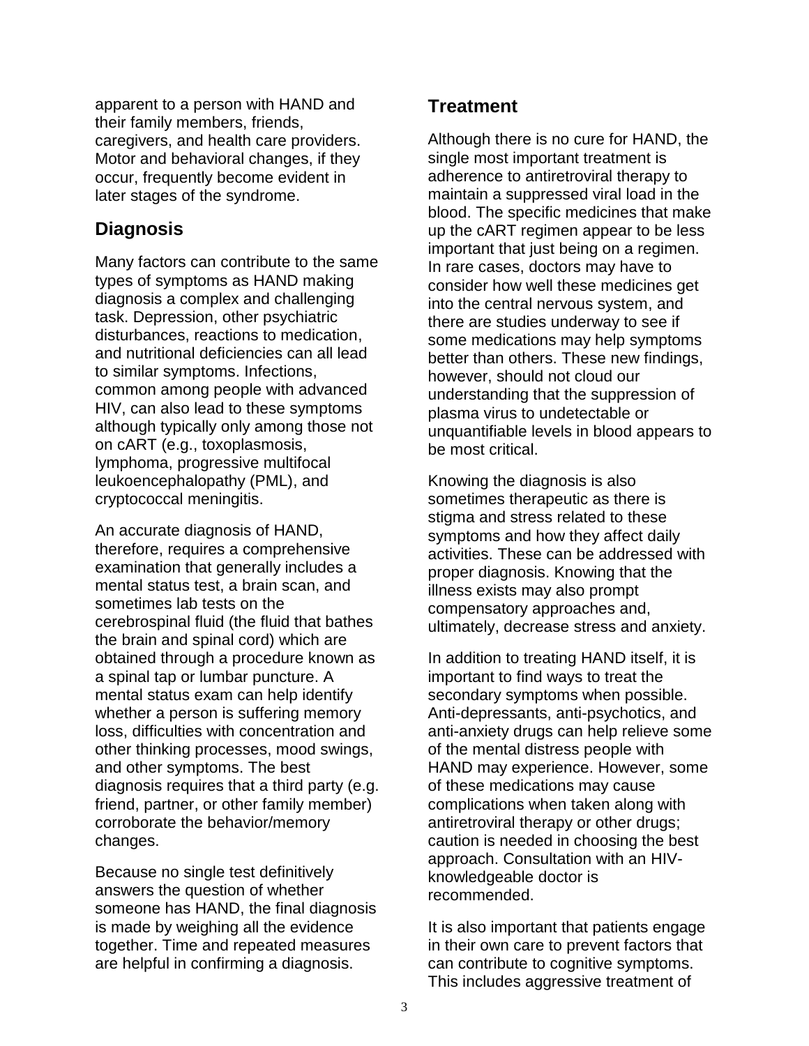apparent to a person with HAND and their family members, friends, caregivers, and health care providers. Motor and behavioral changes, if they occur, frequently become evident in later stages of the syndrome.

## Diagnosis

Many factors can contribute to the same types of symptoms as HAND making diagnosis a complex and challenging task. Depression, other psychiatric disturbances, reactions to medication, and nutritional deficiencies can all lead to similar symptoms. Infections, common among people with advanced HIV, can also lead to these symptoms although typically only among those not on cART (e.g., toxoplasmosis, lymphoma, progressive multifocal leukoencephalopathy (PML), and cryptococcal meningitis.

An accurate diagnosis of HAND, therefore, requires a comprehensive examination that generally includes a mental status test, a brain scan, and sometimes lab tests on the cerebrospinal fluid (the fluid that bathes the brain and spinal cord) which are obtained through a procedure known as a spinal tap or lumbar puncture. A mental status exam can help identify whether a person is suffering memory loss, difficulties with concentration and other thinking processes, mood swings, and other symptoms. The best diagnosis requires that a third party (e.g. friend, partner, or other family member) corroborate the behavior/memory changes.

Because no single test definitively answers the question of whether someone has HAND, the final diagnosis is made by weighing all the evidence together. Time and repeated measures are helpful in confirming a diagnosis.

## Treatment

Although there is no cure for HAND, the single most important treatment is adherence to antiretroviral therapy to maintain a suppressed viral load in the blood. The specific medicines that make up the cART regimen appear to be less important that just being on a regimen. In rare cases, doctors may have to consider how well these medicines get into the central nervous system, and there are studies underway to see if some medications may help symptoms better than others. These new findings, however, should not cloud our understanding that the suppression of plasma virus to undetectable or unquantifiable levels in blood appears to be most critical.

Knowing the diagnosis is also sometimes therapeutic as there is stigma and stress related to these symptoms and how they affect daily activities. These can be addressed with proper diagnosis. Knowing that the illness exists may also prompt compensatory approaches and, ultimately, decrease stress and anxiety.

In addition to treating HAND itself, it is important to find ways to treat the secondary symptoms when possible. Anti-depressants, anti-psychotics, and anti-anxiety drugs can help relieve some of the mental distress people with HAND may experience. However, some of these medications may cause complications when taken along with antiretroviral therapy or other drugs; caution is needed in choosing the best approach. Consultation with an HIV-knowledgeable doctor is recommended.

It is also important that patients engage in their own care to prevent factors that can contribute to cognitive symptoms. This includes aggressive treatment of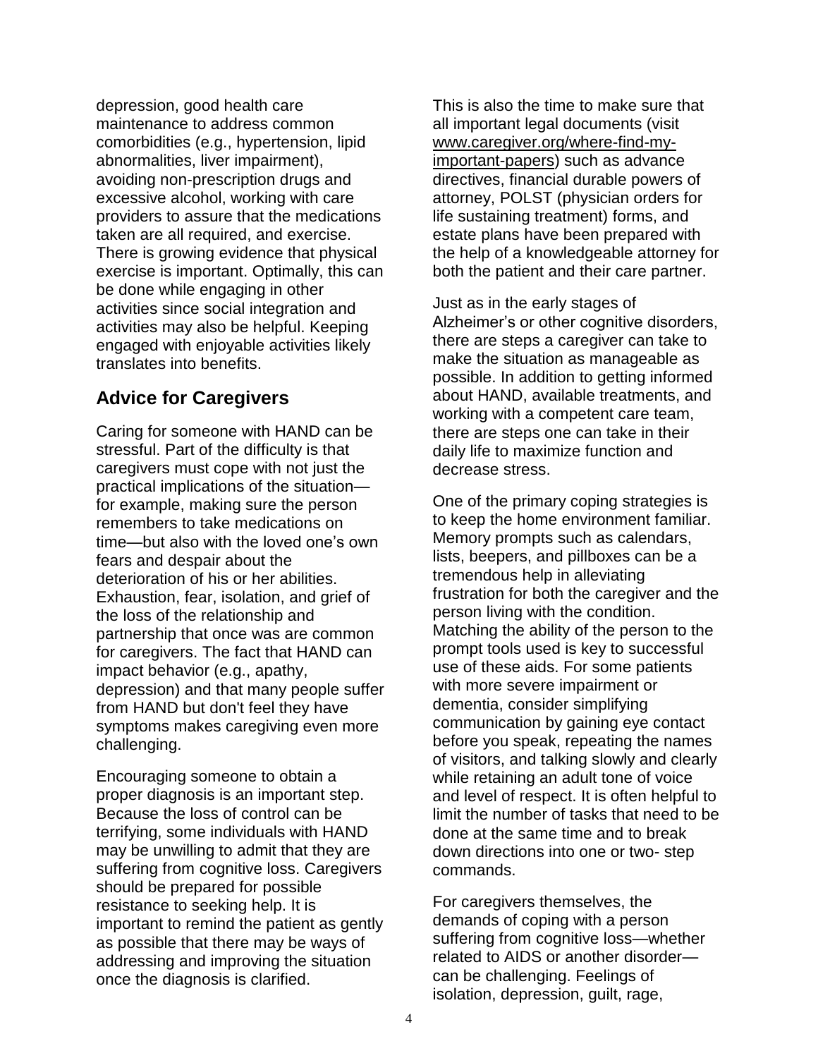depression, good health care maintenance to address common comorbidities (e.g., hypertension, lipid abnormalities, liver impairment), avoiding non-prescription drugs and excessive alcohol, working with care providers to assure that the medications taken are all required, and exercise. There is growing evidence that physical exercise is important. Optimally, this can be done while engaging in other activities since social integration and activities may also be helpful. Keeping engaged with enjoyable activities likely translates into benefits.

## Advice for Caregivers

Caring for someone with HAND can be stressful. Part of the difficulty is that caregivers must cope with not just the practical implications of the situation—for example, making sure the person remembers to take medications on time—but also with the loved one's own fears and despair about the deterioration of his or her abilities. Exhaustion, fear, isolation, and grief of the loss of the relationship and partnership that once was are common for caregivers. The fact that HAND can impact behavior (e.g., apathy, depression) and that many people suffer from HAND but don't feel they have symptoms makes caregiving even more challenging.

Encouraging someone to obtain a proper diagnosis is an important step. Because the loss of control can be terrifying, some individuals with HAND may be unwilling to admit that they are suffering from cognitive loss. Caregivers should be prepared for possible resistance to seeking help. It is important to remind the patient as gently as possible that there may be ways of addressing and improving the situation once the diagnosis is clarified.

This is also the time to make sure that all important legal documents (visit www.caregiver.org/where-find-my-important-papers) such as advance directives, financial durable powers of attorney, POLST (physician orders for life sustaining treatment) forms, and estate plans have been prepared with the help of a knowledgeable attorney for both the patient and their care partner.

Just as in the early stages of Alzheimer's or other cognitive disorders, there are steps a caregiver can take to make the situation as manageable as possible. In addition to getting informed about HAND, available treatments, and working with a competent care team, there are steps one can take in their daily life to maximize function and decrease stress.

One of the primary coping strategies is to keep the home environment familiar. Memory prompts such as calendars, lists, beepers, and pillboxes can be a tremendous help in alleviating frustration for both the caregiver and the person living with the condition. Matching the ability of the person to the prompt tools used is key to successful use of these aids. For some patients with more severe impairment or dementia, consider simplifying communication by gaining eye contact before you speak, repeating the names of visitors, and talking slowly and clearly while retaining an adult tone of voice and level of respect. It is often helpful to limit the number of tasks that need to be done at the same time and to break down directions into one or two- step commands.

For caregivers themselves, the demands of coping with a person suffering from cognitive loss—whether related to AIDS or another disorder—can be challenging. Feelings of isolation, depression, guilt, rage,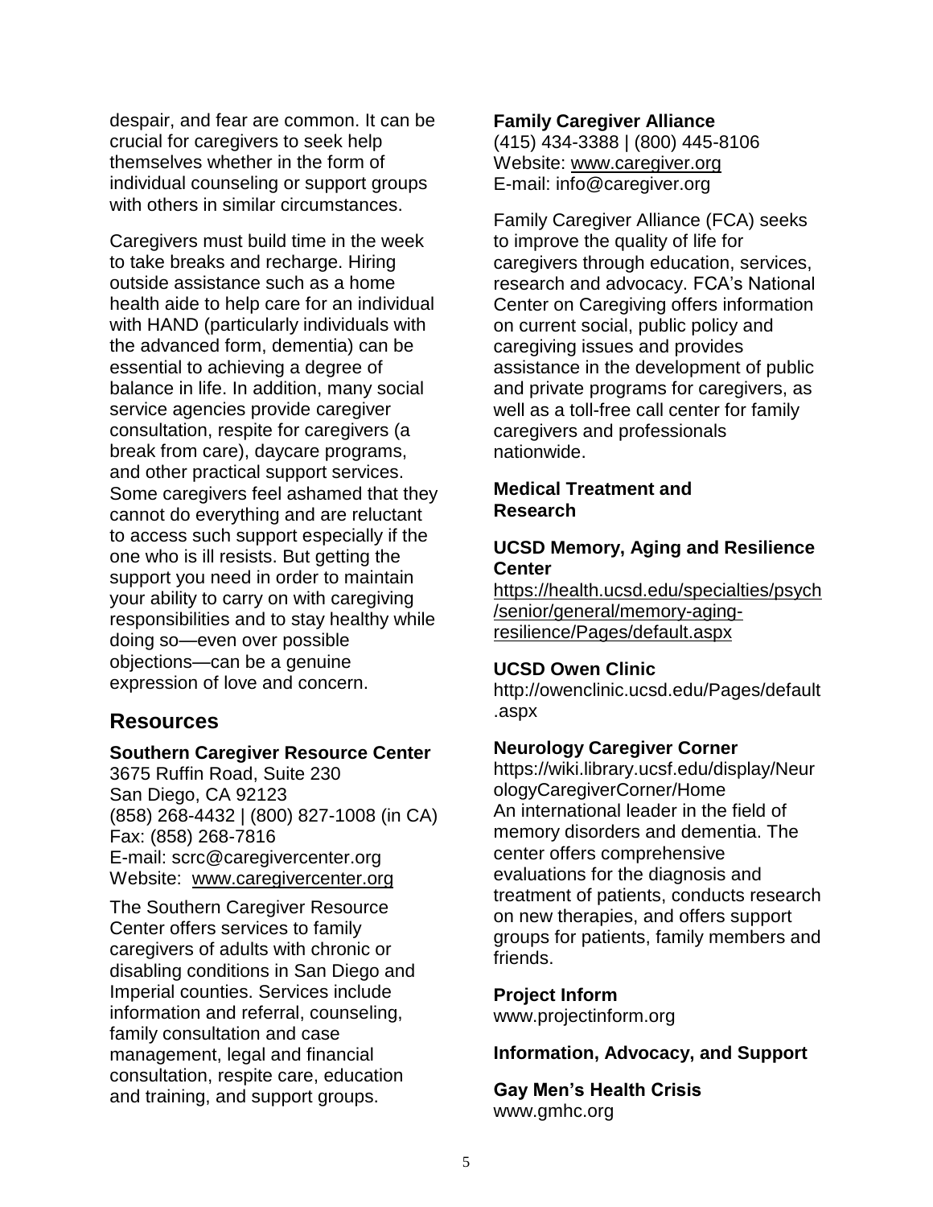despair, and fear are common. It can be crucial for caregivers to seek help themselves whether in the form of individual counseling or support groups with others in similar circumstances.

Caregivers must build time in the week to take breaks and recharge. Hiring outside assistance such as a home health aide to help care for an individual with HAND (particularly individuals with the advanced form, dementia) can be essential to achieving a degree of balance in life. In addition, many social service agencies provide caregiver consultation, respite for caregivers (a break from care), daycare programs, and other practical support services. Some caregivers feel ashamed that they cannot do everything and are reluctant to access such support especially if the one who is ill resists. But getting the support you need in order to maintain your ability to carry on with caregiving responsibilities and to stay healthy while doing so—even over possible objections—can be a genuine expression of love and concern.

## Resources

**Southern Caregiver Resource Center**
3675 Ruffin Road, Suite 230
San Diego, CA 92123
(858) 268-4432 | (800) 827-1008 (in CA)
Fax: (858) 268-7816
E-mail: scrc@caregivercenter.org
Website: www.caregivercenter.org

The Southern Caregiver Resource Center offers services to family caregivers of adults with chronic or disabling conditions in San Diego and Imperial counties. Services include information and referral, counseling, family consultation and case management, legal and financial consultation, respite care, education and training, and support groups.

**Family Caregiver Alliance**
(415) 434-3388 | (800) 445-8106
Website: www.caregiver.org
E-mail: info@caregiver.org

Family Caregiver Alliance (FCA) seeks to improve the quality of life for caregivers through education, services, research and advocacy. FCA's National Center on Caregiving offers information on current social, public policy and caregiving issues and provides assistance in the development of public and private programs for caregivers, as well as a toll-free call center for family caregivers and professionals nationwide.

### Medical Treatment and Research

**UCSD Memory, Aging and Resilience Center**
https://health.ucsd.edu/specialties/psych/senior/general/memory-aging-resilience/Pages/default.aspx

**UCSD Owen Clinic**
http://owenclinic.ucsd.edu/Pages/default.aspx

**Neurology Caregiver Corner**
https://wiki.library.ucsf.edu/display/NeurologyCaregiverCorner/Home
An international leader in the field of memory disorders and dementia. The center offers comprehensive evaluations for the diagnosis and treatment of patients, conducts research on new therapies, and offers support groups for patients, family members and friends.

**Project Inform**
www.projectinform.org

### Information, Advocacy, and Support

**Gay Men's Health Crisis**
www.gmhc.org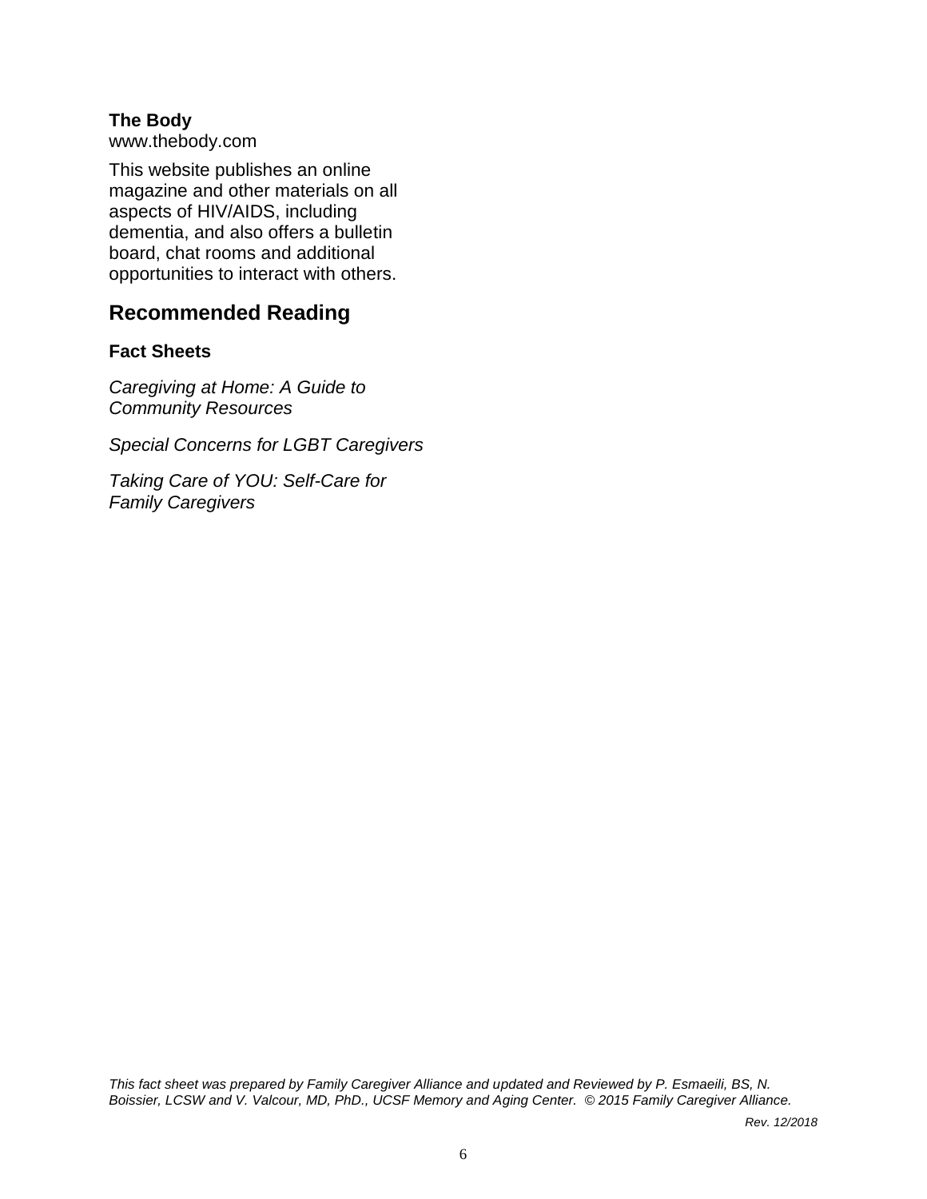**The Body**
www.thebody.com

This website publishes an online magazine and other materials on all aspects of HIV/AIDS, including dementia, and also offers a bulletin board, chat rooms and additional opportunities to interact with others.

## Recommended Reading

### Fact Sheets

*Caregiving at Home: A Guide to Community Resources*

*Special Concerns for LGBT Caregivers*

*Taking Care of YOU: Self-Care for Family Caregivers*

*This fact sheet was prepared by Family Caregiver Alliance and updated and Reviewed by P. Esmaeili, BS, N. Boissier, LCSW and V. Valcour, MD, PhD., UCSF Memory and Aging Center. © 2015 Family Caregiver Alliance.*

*Rev. 12/2018*